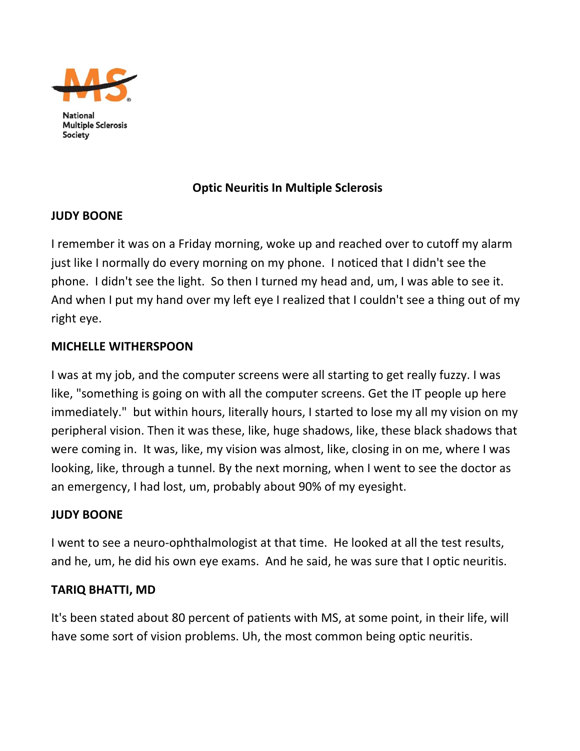National Multiple Sclerosis Society

# Optic Neuritis In Multiple Sclerosis

**JUDY BOONE**

I remember it was on a Friday morning, woke up and reached over to cutoff my alarm just like I normally do every morning on my phone. I noticed that I didn't see the phone. I didn't see the light. So then I turned my head and, um, I was able to see it. And when I put my hand over my left eye I realized that I couldn't see a thing out of my right eye.

**MICHELLE WITHERSPOON**

I was at my job, and the computer screens were all starting to get really fuzzy. I was like, "something is going on with all the computer screens. Get the IT people up here immediately." but within hours, literally hours, I started to lose my all my vision on my peripheral vision. Then it was these, like, huge shadows, like, these black shadows that were coming in. It was, like, my vision was almost, like, closing in on me, where I was looking, like, through a tunnel. By the next morning, when I went to see the doctor as an emergency, I had lost, um, probably about 90% of my eyesight.

**JUDY BOONE**

I went to see a neuro-ophthalmologist at that time. He looked at all the test results, and he, um, he did his own eye exams. And he said, he was sure that I optic neuritis.

**TARIQ BHATTI, MD**

It's been stated about 80 percent of patients with MS, at some point, in their life, will have some sort of vision problems. Uh, the most common being optic neuritis.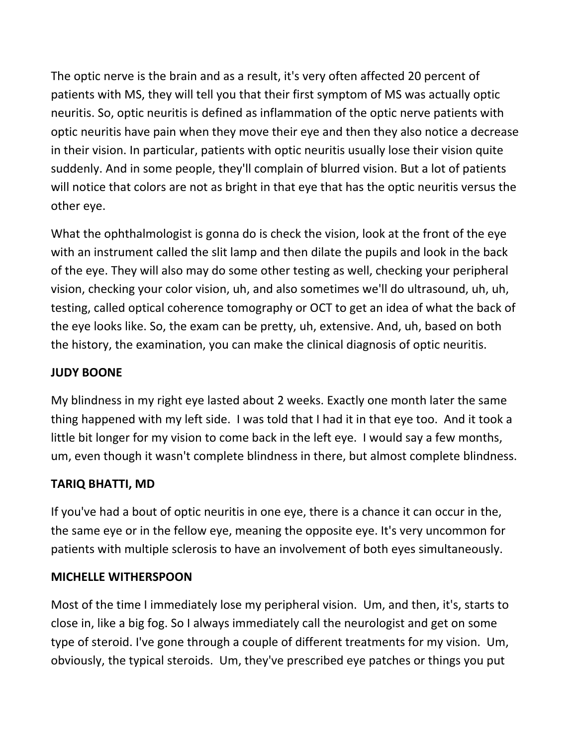The optic nerve is the brain and as a result, it's very often affected 20 percent of patients with MS, they will tell you that their first symptom of MS was actually optic neuritis. So, optic neuritis is defined as inflammation of the optic nerve patients with optic neuritis have pain when they move their eye and then they also notice a decrease in their vision. In particular, patients with optic neuritis usually lose their vision quite suddenly. And in some people, they'll complain of blurred vision. But a lot of patients will notice that colors are not as bright in that eye that has the optic neuritis versus the other eye.

What the ophthalmologist is gonna do is check the vision, look at the front of the eye with an instrument called the slit lamp and then dilate the pupils and look in the back of the eye. They will also may do some other testing as well, checking your peripheral vision, checking your color vision, uh, and also sometimes we'll do ultrasound, uh, uh, testing, called optical coherence tomography or OCT to get an idea of what the back of the eye looks like. So, the exam can be pretty, uh, extensive. And, uh, based on both the history, the examination, you can make the clinical diagnosis of optic neuritis.

**JUDY BOONE**

My blindness in my right eye lasted about 2 weeks. Exactly one month later the same thing happened with my left side. I was told that I had it in that eye too. And it took a little bit longer for my vision to come back in the left eye. I would say a few months, um, even though it wasn't complete blindness in there, but almost complete blindness.

**TARIQ BHATTI, MD**

If you've had a bout of optic neuritis in one eye, there is a chance it can occur in the, the same eye or in the fellow eye, meaning the opposite eye. It's very uncommon for patients with multiple sclerosis to have an involvement of both eyes simultaneously.

**MICHELLE WITHERSPOON**

Most of the time I immediately lose my peripheral vision. Um, and then, it's, starts to close in, like a big fog. So I always immediately call the neurologist and get on some type of steroid. I've gone through a couple of different treatments for my vision. Um, obviously, the typical steroids. Um, they've prescribed eye patches or things you put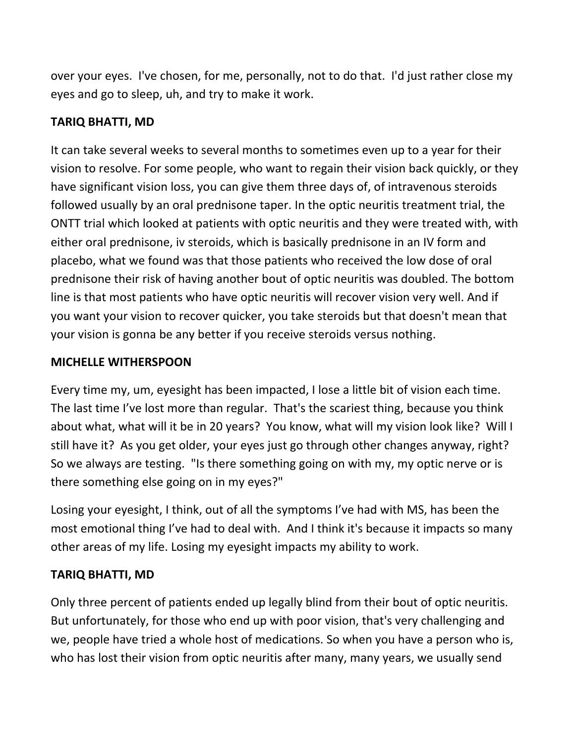over your eyes. I've chosen, for me, personally, not to do that. I'd just rather close my eyes and go to sleep, uh, and try to make it work.

**TARIQ BHATTI, MD**

It can take several weeks to several months to sometimes even up to a year for their vision to resolve. For some people, who want to regain their vision back quickly, or they have significant vision loss, you can give them three days of, of intravenous steroids followed usually by an oral prednisone taper. In the optic neuritis treatment trial, the ONTT trial which looked at patients with optic neuritis and they were treated with, with either oral prednisone, iv steroids, which is basically prednisone in an IV form and placebo, what we found was that those patients who received the low dose of oral prednisone their risk of having another bout of optic neuritis was doubled. The bottom line is that most patients who have optic neuritis will recover vision very well. And if you want your vision to recover quicker, you take steroids but that doesn't mean that your vision is gonna be any better if you receive steroids versus nothing.

**MICHELLE WITHERSPOON**

Every time my, um, eyesight has been impacted, I lose a little bit of vision each time. The last time I've lost more than regular. That's the scariest thing, because you think about what, what will it be in 20 years? You know, what will my vision look like? Will I still have it? As you get older, your eyes just go through other changes anyway, right? So we always are testing. "Is there something going on with my, my optic nerve or is there something else going on in my eyes?"

Losing your eyesight, I think, out of all the symptoms I've had with MS, has been the most emotional thing I've had to deal with. And I think it's because it impacts so many other areas of my life. Losing my eyesight impacts my ability to work.

**TARIQ BHATTI, MD**

Only three percent of patients ended up legally blind from their bout of optic neuritis. But unfortunately, for those who end up with poor vision, that's very challenging and we, people have tried a whole host of medications. So when you have a person who is, who has lost their vision from optic neuritis after many, many years, we usually send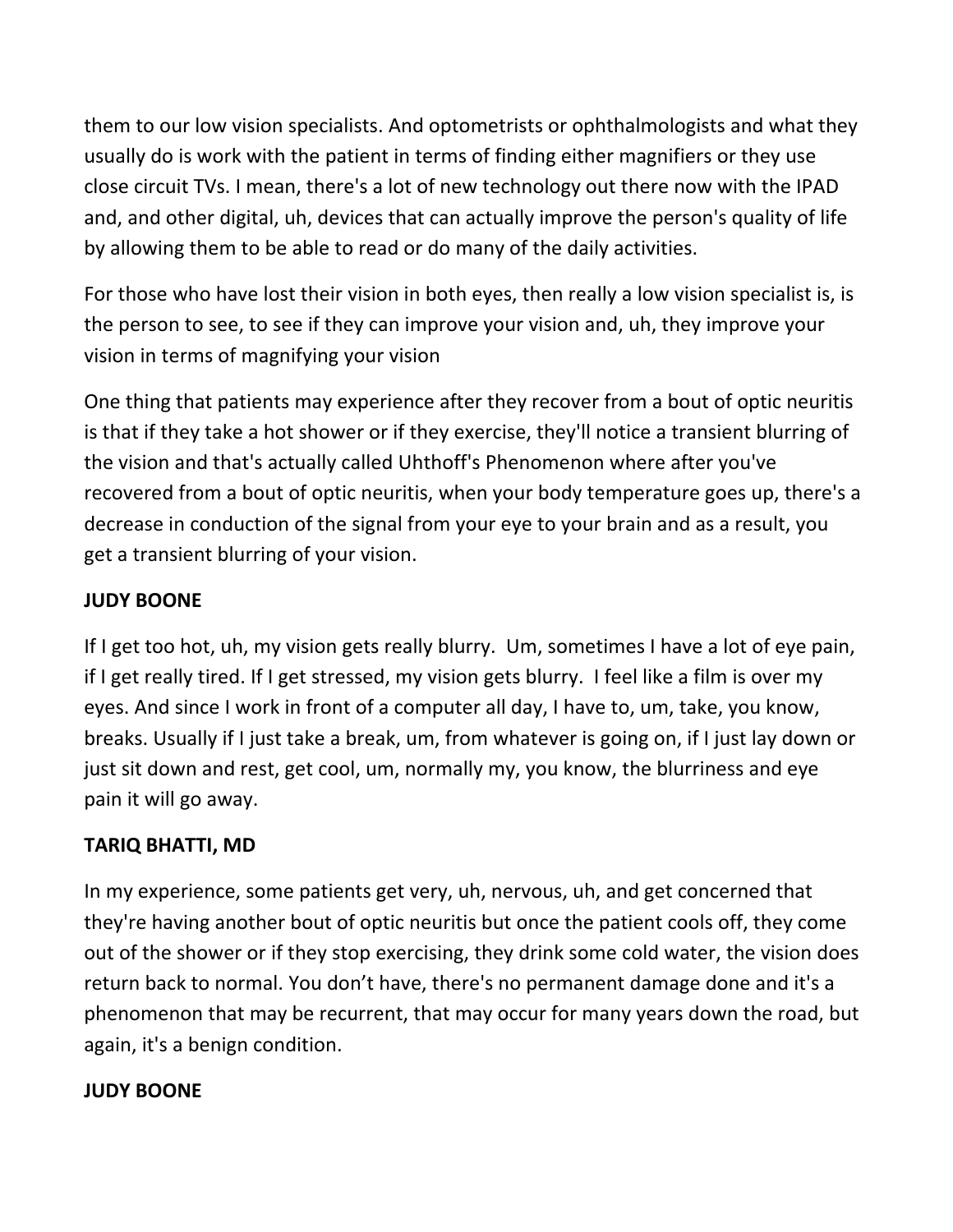them to our low vision specialists. And optometrists or ophthalmologists and what they usually do is work with the patient in terms of finding either magnifiers or they use close circuit TVs. I mean, there's a lot of new technology out there now with the IPAD and, and other digital, uh, devices that can actually improve the person's quality of life by allowing them to be able to read or do many of the daily activities.

For those who have lost their vision in both eyes, then really a low vision specialist is, is the person to see, to see if they can improve your vision and, uh, they improve your vision in terms of magnifying your vision

One thing that patients may experience after they recover from a bout of optic neuritis is that if they take a hot shower or if they exercise, they'll notice a transient blurring of the vision and that's actually called Uhthoff's Phenomenon where after you've recovered from a bout of optic neuritis, when your body temperature goes up, there's a decrease in conduction of the signal from your eye to your brain and as a result, you get a transient blurring of your vision.

**JUDY BOONE**

If I get too hot, uh, my vision gets really blurry. Um, sometimes I have a lot of eye pain, if I get really tired. If I get stressed, my vision gets blurry. I feel like a film is over my eyes. And since I work in front of a computer all day, I have to, um, take, you know, breaks. Usually if I just take a break, um, from whatever is going on, if I just lay down or just sit down and rest, get cool, um, normally my, you know, the blurriness and eye pain it will go away.

**TARIQ BHATTI, MD**

In my experience, some patients get very, uh, nervous, uh, and get concerned that they're having another bout of optic neuritis but once the patient cools off, they come out of the shower or if they stop exercising, they drink some cold water, the vision does return back to normal. You don't have, there's no permanent damage done and it's a phenomenon that may be recurrent, that may occur for many years down the road, but again, it's a benign condition.

**JUDY BOONE**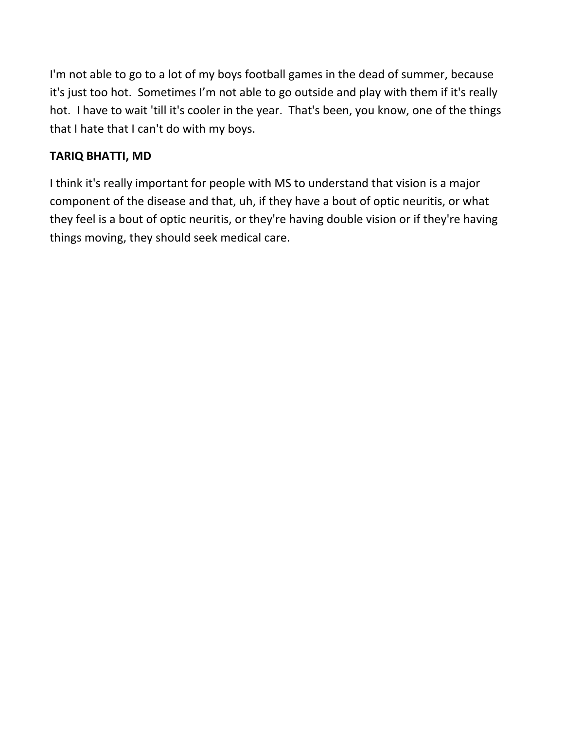I'm not able to go to a lot of my boys football games in the dead of summer, because it's just too hot. Sometimes I'm not able to go outside and play with them if it's really hot. I have to wait 'till it's cooler in the year. That's been, you know, one of the things that I hate that I can't do with my boys.

**TARIQ BHATTI, MD**

I think it's really important for people with MS to understand that vision is a major component of the disease and that, uh, if they have a bout of optic neuritis, or what they feel is a bout of optic neuritis, or they're having double vision or if they're having things moving, they should seek medical care.